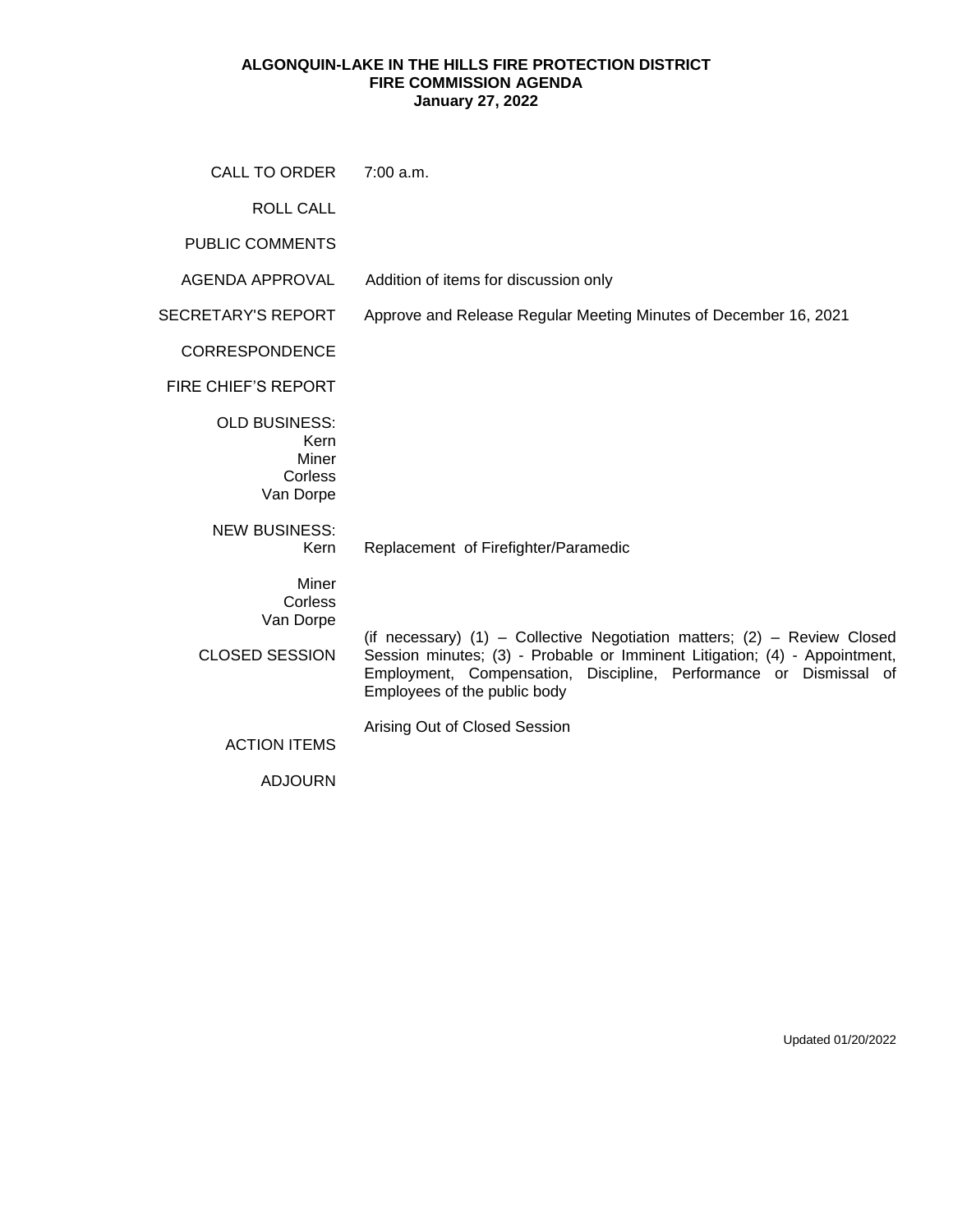**ALGONQUIN-LAKE IN THE HILLS FIRE PROTECTION DISTRICT**
**FIRE COMMISSION AGENDA**
**January 27, 2022**

| | |
|---|---|
| CALL TO ORDER | 7:00 a.m. |
| ROLL CALL | |
| PUBLIC COMMENTS | |
| AGENDA APPROVAL | Addition of items for discussion only |
| SECRETARY'S REPORT | Approve and Release Regular Meeting Minutes of December 16, 2021 |
| CORRESPONDENCE | |
| FIRE CHIEF'S REPORT | |
| OLD BUSINESS: | |
| Kern | |
| Miner | |
| Corless | |
| Van Dorpe | |
| NEW BUSINESS: | |
| Kern | Replacement of Firefighter/Paramedic |
| Miner | |
| Corless | |
| Van Dorpe | |
| CLOSED SESSION | (if necessary) (1) – Collective Negotiation matters; (2) – Review Closed Session minutes; (3) - Probable or Imminent Litigation; (4) - Appointment, Employment, Compensation, Discipline, Performance or Dismissal of Employees of the public body |
| ACTION ITEMS | Arising Out of Closed Session |
| ADJOURN | |

Updated 01/20/2022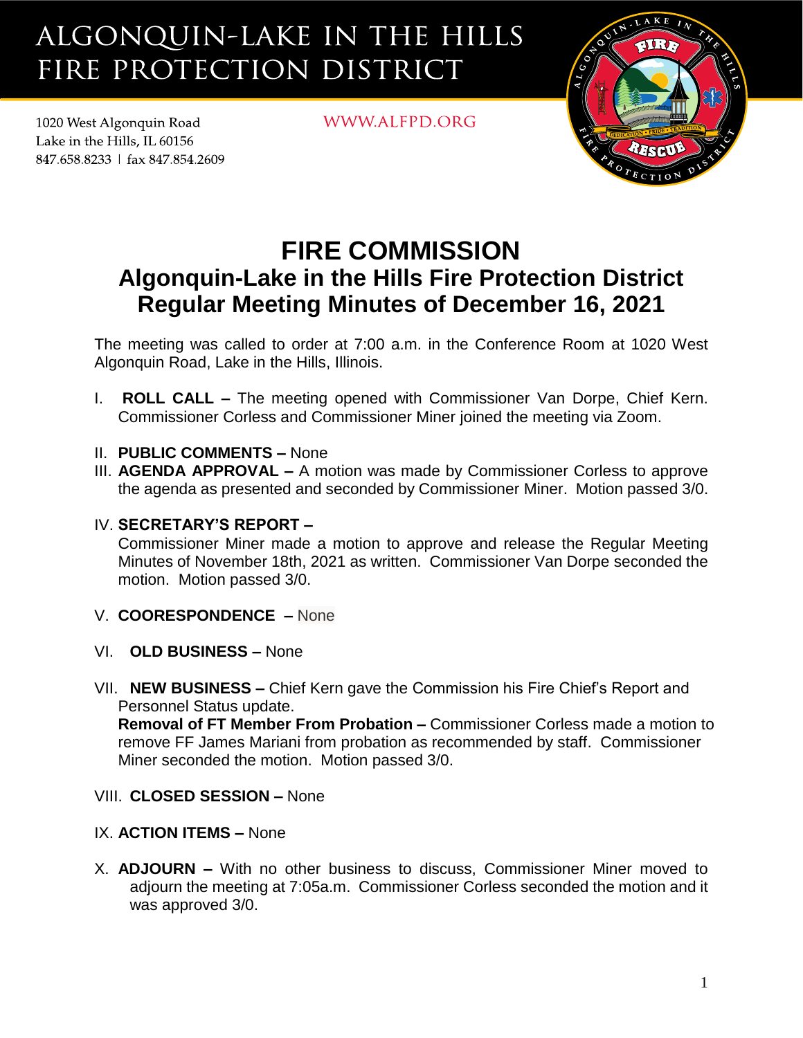# ALGONQUIN-LAKE IN THE HILLS FIRE PROTECTION DISTRICT

1020 West Algonquin Road
Lake in the Hills, IL 60156
847.658.8233 | fax 847.854.2609

WWW.ALFPD.ORG

# FIRE COMMISSION
## Algonquin-Lake in the Hills Fire Protection District
## Regular Meeting Minutes of December 16, 2021

The meeting was called to order at 7:00 a.m. in the Conference Room at 1020 West Algonquin Road, Lake in the Hills, Illinois.

I. **ROLL CALL –** The meeting opened with Commissioner Van Dorpe, Chief Kern. Commissioner Corless and Commissioner Miner joined the meeting via Zoom.

II. **PUBLIC COMMENTS –** None

III. **AGENDA APPROVAL –** A motion was made by Commissioner Corless to approve the agenda as presented and seconded by Commissioner Miner. Motion passed 3/0.

IV. **SECRETARY'S REPORT –**
Commissioner Miner made a motion to approve and release the Regular Meeting Minutes of November 18th, 2021 as written. Commissioner Van Dorpe seconded the motion. Motion passed 3/0.

V. **COORESPONDENCE –** None

VI. **OLD BUSINESS –** None

VII. **NEW BUSINESS –** Chief Kern gave the Commission his Fire Chief's Report and Personnel Status update.
**Removal of FT Member From Probation –** Commissioner Corless made a motion to remove FF James Mariani from probation as recommended by staff. Commissioner Miner seconded the motion. Motion passed 3/0.

VIII. **CLOSED SESSION –** None

IX. **ACTION ITEMS –** None

X. **ADJOURN –** With no other business to discuss, Commissioner Miner moved to adjourn the meeting at 7:05a.m. Commissioner Corless seconded the motion and it was approved 3/0.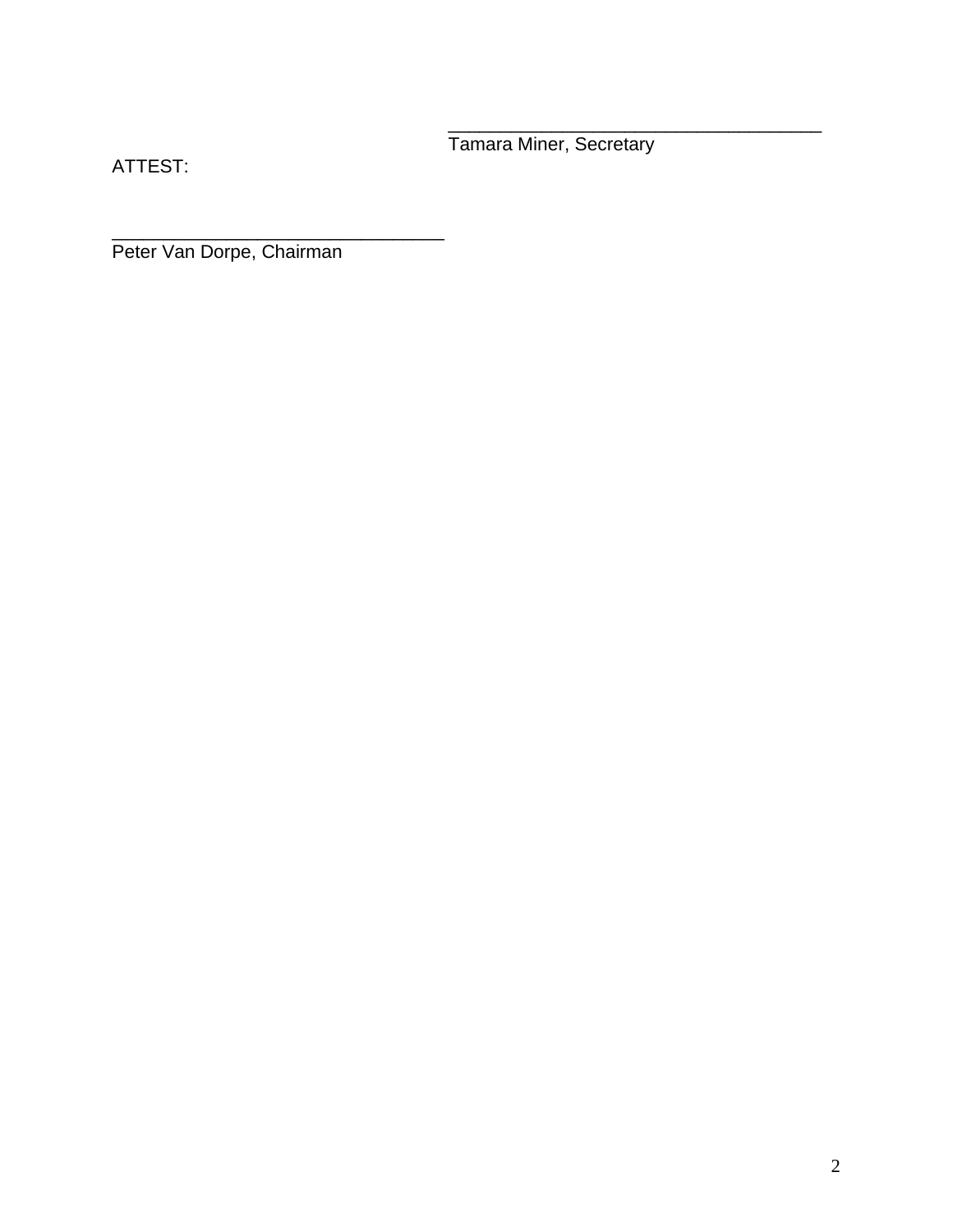\_\_\_\_\_\_\_\_\_\_\_\_\_\_\_\_\_\_\_\_\_\_\_\_\_\_\_\_\_\_\_\_\_\_\_\_\_

Tamara Miner, Secretary

ATTEST:

\_\_\_\_\_\_\_\_\_\_\_\_\_\_\_\_\_\_\_\_\_\_\_\_\_\_\_\_\_\_\_\_\_

Peter Van Dorpe, Chairman